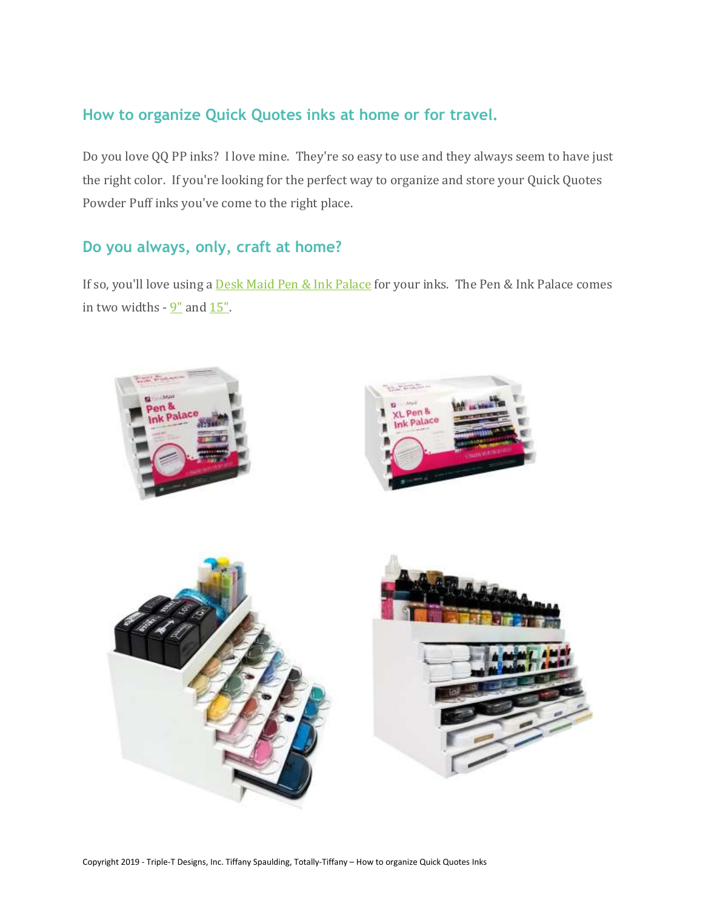## How to organize Quick Quotes inks at home or for travel.

Do you love QQ PP inks? I love mine. They're so easy to use and they always seem to have just the right color. If you're looking for the perfect way to organize and store your Quick Quotes Powder Puff inks you've come to the right place.

## Do you always, only, craft at home?

If so, you'll love using a Desk Maid Pen & Ink Palace for your inks. The Pen & Ink Palace comes in two widths - 9" and 15".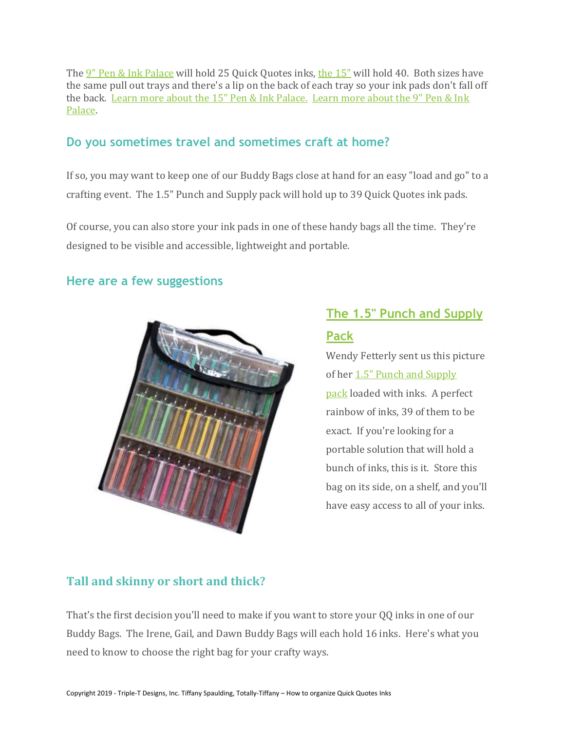The 9" Pen & Ink Palace will hold 25 Quick Quotes inks, the 15" will hold 40. Both sizes have the same pull out trays and there's a lip on the back of each tray so your ink pads don't fall off the back. Learn more about the 15" Pen & Ink Palace. Learn more about the 9" Pen & Ink Palace.

## Do you sometimes travel and sometimes craft at home?

If so, you may want to keep one of our Buddy Bags close at hand for an easy "load and go" to a crafting event. The 1.5" Punch and Supply pack will hold up to 39 Quick Quotes ink pads.

Of course, you can also store your ink pads in one of these handy bags all the time. They're designed to be visible and accessible, lightweight and portable.

## Here are a few suggestions

### The 1.5" Punch and Supply Pack

Wendy Fetterly sent us this picture of her 1.5" Punch and Supply pack loaded with inks. A perfect rainbow of inks, 39 of them to be exact. If you're looking for a portable solution that will hold a bunch of inks, this is it. Store this bag on its side, on a shelf, and you'll have easy access to all of your inks.

## Tall and skinny or short and thick?

That's the first decision you'll need to make if you want to store your QQ inks in one of our Buddy Bags. The Irene, Gail, and Dawn Buddy Bags will each hold 16 inks. Here's what you need to know to choose the right bag for your crafty ways.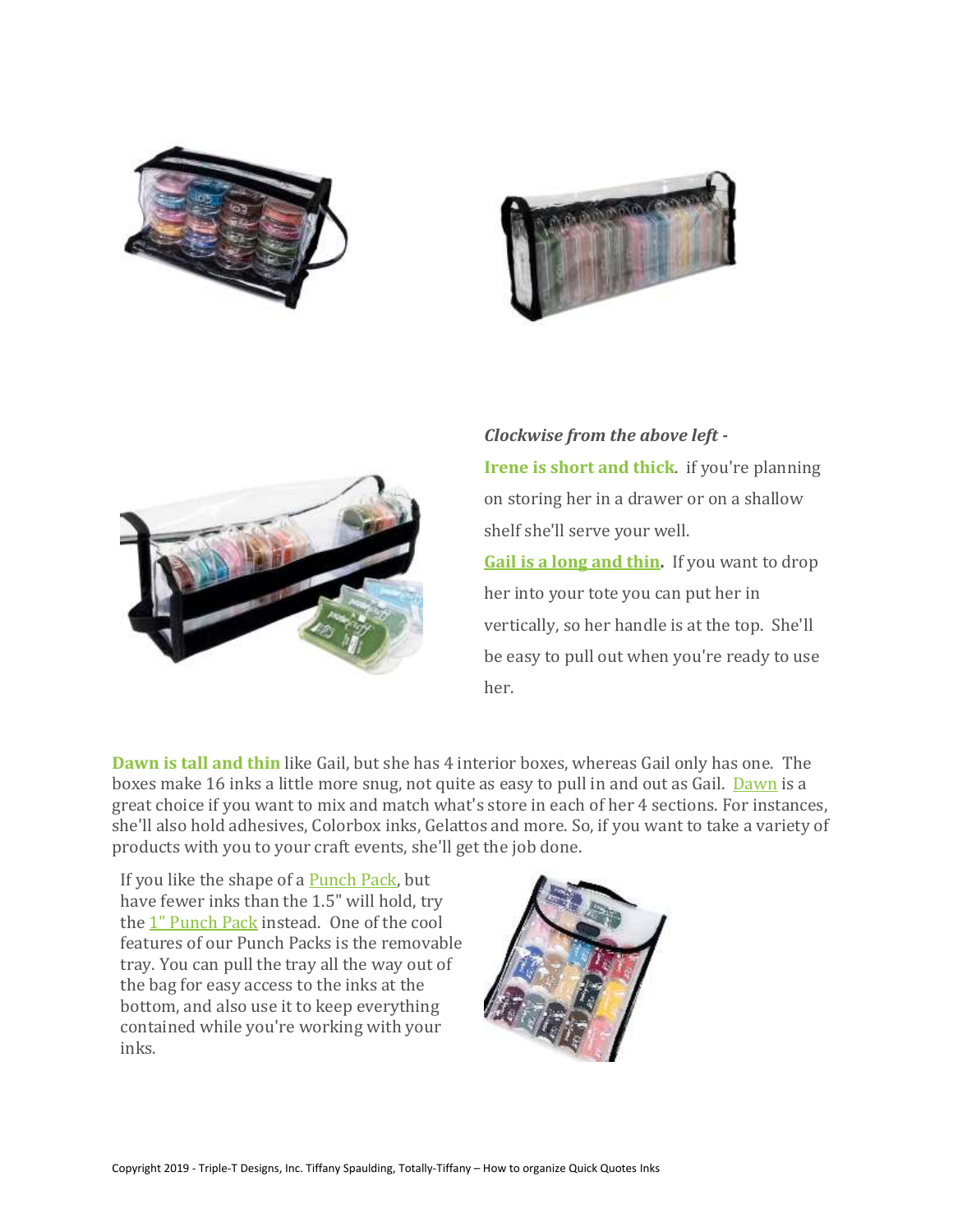***Clockwise from the above left -***

**Irene is short and thick**. if you're planning on storing her in a drawer or on a shallow shelf she'll serve your well.

**Gail is a long and thin.** If you want to drop her into your tote you can put her in vertically, so her handle is at the top. She'll be easy to pull out when you're ready to use her.

**Dawn is tall and thin** like Gail, but she has 4 interior boxes, whereas Gail only has one. The boxes make 16 inks a little more snug, not quite as easy to pull in and out as Gail. Dawn is a great choice if you want to mix and match what's store in each of her 4 sections. For instances, she'll also hold adhesives, Colorbox inks, Gelattos and more. So, if you want to take a variety of products with you to your craft events, she'll get the job done.

If you like the shape of a Punch Pack, but have fewer inks than the 1.5" will hold, try the 1" Punch Pack instead. One of the cool features of our Punch Packs is the removable tray. You can pull the tray all the way out of the bag for easy access to the inks at the bottom, and also use it to keep everything contained while you're working with your inks.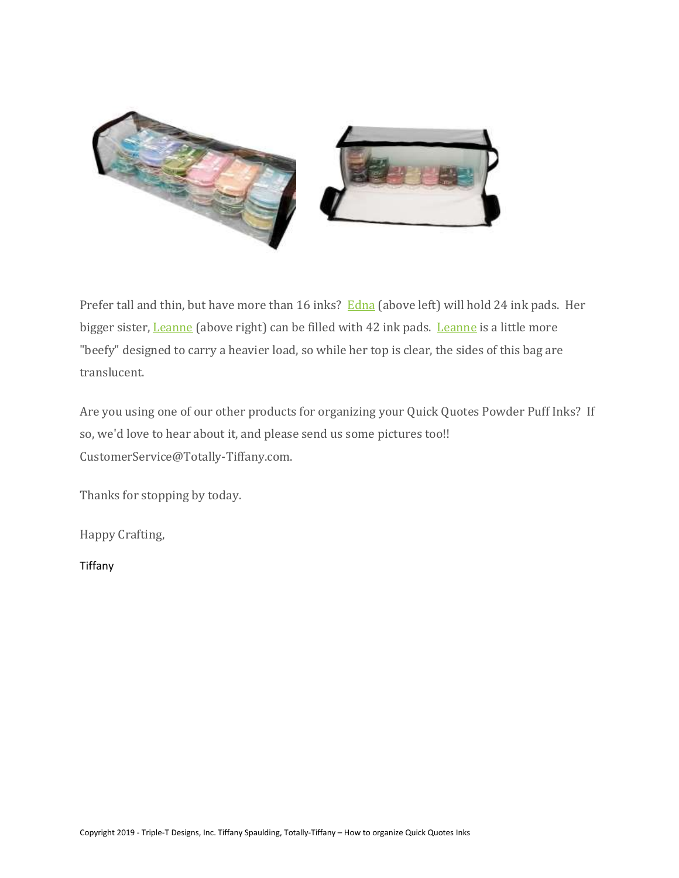Prefer tall and thin, but have more than 16 inks? Edna (above left) will hold 24 ink pads. Her bigger sister, Leanne (above right) can be filled with 42 ink pads. Leanne is a little more "beefy" designed to carry a heavier load, so while her top is clear, the sides of this bag are translucent.

Are you using one of our other products for organizing your Quick Quotes Powder Puff Inks? If so, we'd love to hear about it, and please send us some pictures too!! CustomerService@Totally-Tiffany.com.

Thanks for stopping by today.

Happy Crafting,

Tiffany